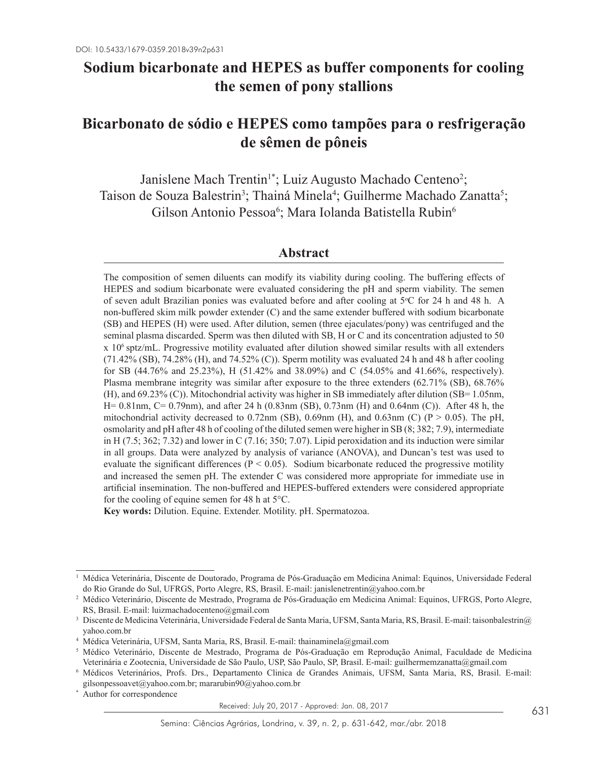DOI: 10.5433/1679-0359.2018v39n2p631

# Sodium bicarbonate and HEPES as buffer components for cooling the semen of pony stallions

# Bicarbonato de sódio e HEPES como tampões para o resfrigeração de sêmen de pôneis

Janislene Mach Trentin[1*]; Luiz Augusto Machado Centeno[2]; Taison de Souza Balestrin[3]; Thainá Minela[4]; Guilherme Machado Zanatta[5]; Gilson Antonio Pessoa[6]; Mara Iolanda Batistella Rubin[6]

## Abstract

The composition of semen diluents can modify its viability during cooling. The buffering effects of HEPES and sodium bicarbonate were evaluated considering the pH and sperm viability. The semen of seven adult Brazilian ponies was evaluated before and after cooling at 5°C for 24 h and 48 h. A non-buffered skim milk powder extender (C) and the same extender buffered with sodium bicarbonate (SB) and HEPES (H) were used. After dilution, semen (three ejaculates/pony) was centrifuged and the seminal plasma discarded. Sperm was then diluted with SB, H or C and its concentration adjusted to 50 x $10^6$ sptz/mL. Progressive motility evaluated after dilution showed similar results with all extenders (71.42% (SB), 74.28% (H), and 74.52% (C)). Sperm motility was evaluated 24 h and 48 h after cooling for SB (44.76% and 25.23%), H (51.42% and 38.09%) and C (54.05% and 41.66%, respectively). Plasma membrane integrity was similar after exposure to the three extenders (62.71% (SB), 68.76% (H), and 69.23% (C)). Mitochondrial activity was higher in SB immediately after dilution (SB= 1.05nm, H= 0.81nm, C= 0.79nm), and after 24 h (0.83nm (SB), 0.73nm (H) and 0.64nm (C)). After 48 h, the mitochondrial activity decreased to 0.72nm (SB), 0.69nm (H), and 0.63nm (C) ($P > 0.05$). The pH, osmolarity and pH after 48 h of cooling of the diluted semen were higher in SB (8; 382; 7.9), intermediate in H (7.5; 362; 7.32) and lower in C (7.16; 350; 7.07). Lipid peroxidation and its induction were similar in all groups. Data were analyzed by analysis of variance (ANOVA), and Duncan's test was used to evaluate the significant differences ($P < 0.05$). Sodium bicarbonate reduced the progressive motility and increased the semen pH. The extender C was considered more appropriate for immediate use in artificial insemination. The non-buffered and HEPES-buffered extenders were considered appropriate for the cooling of equine semen for 48 h at 5°C.

**Key words:** Dilution. Equine. Extender. Motility. pH. Spermatozoa.

---

[1] Médica Veterinária, Discente de Doutorado, Programa de Pós-Graduação em Medicina Animal: Equinos, Universidade Federal do Rio Grande do Sul, UFRGS, Porto Alegre, RS, Brasil. E-mail: janislenetrentin@yahoo.com.br

[2] Médico Veterinário, Discente de Mestrado, Programa de Pós-Graduação em Medicina Animal: Equinos, UFRGS, Porto Alegre, RS, Brasil. E-mail: luizmachadocenteno@gmail.com

[3] Discente de Medicina Veterinária, Universidade Federal de Santa Maria, UFSM, Santa Maria, RS, Brasil. E-mail: taisonbalestrin@yahoo.com.br

[4] Médica Veterinária, UFSM, Santa Maria, RS, Brasil. E-mail: thainaminela@gmail.com

[5] Médico Veterinário, Discente de Mestrado, Programa de Pós-Graduação em Reprodução Animal, Faculdade de Medicina Veterinária e Zootecnia, Universidade de São Paulo, USP, São Paulo, SP, Brasil. E-mail: guilhermemzanatta@gmail.com

[6] Médicos Veterinários, Profs. Drs., Departamento Clinica de Grandes Animais, UFSM, Santa Maria, RS, Brasil. E-mail: gilsonpessoavet@yahoo.com.br; mararubin90@yahoo.com.br

[*] Author for correspondence

Received: July 20, 2017 - Approved: Jan. 08, 2017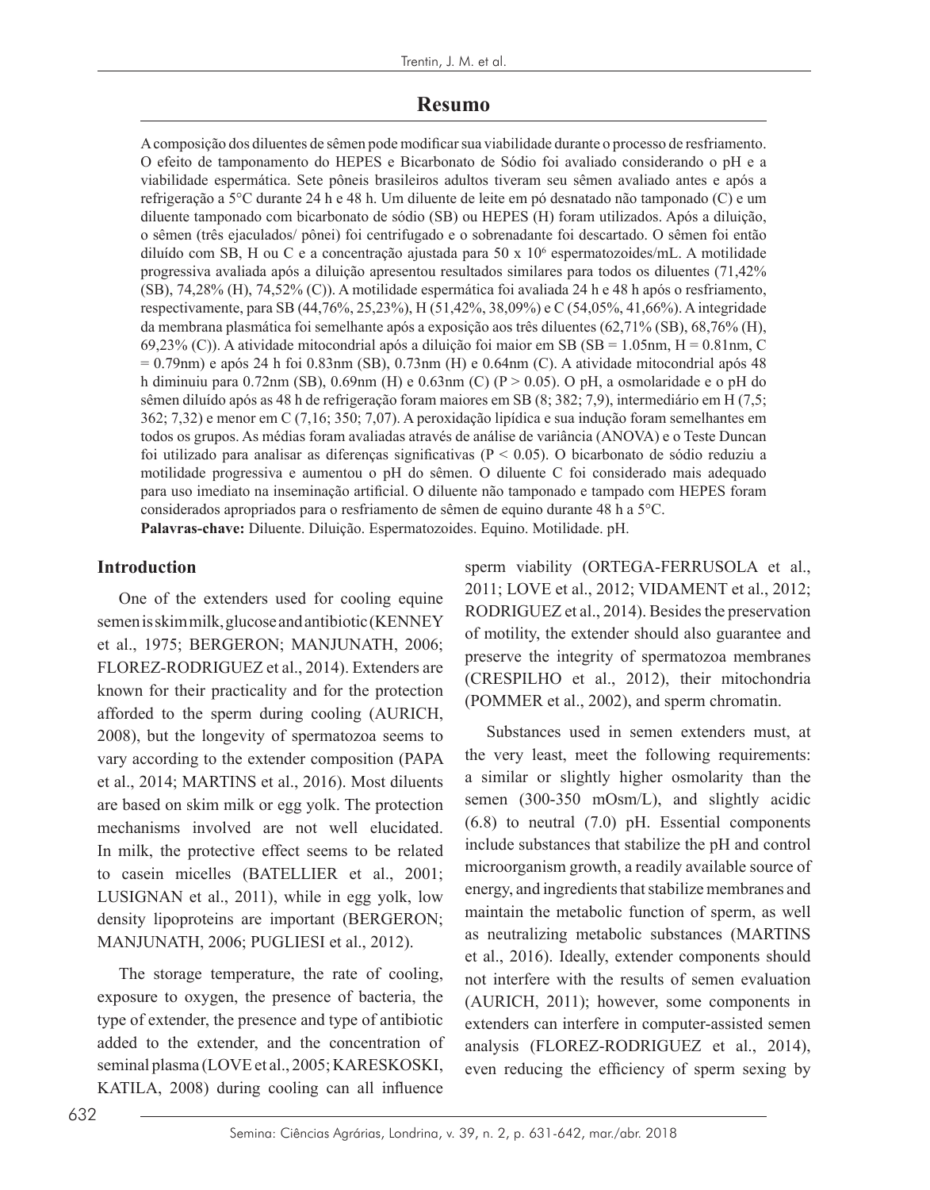## Resumo

A composição dos diluentes de sêmen pode modificar sua viabilidade durante o processo de resfriamento. O efeito de tamponamento do HEPES e Bicarbonato de Sódio foi avaliado considerando o pH e a viabilidade espermática. Sete pôneis brasileiros adultos tiveram seu sêmen avaliado antes e após a refrigeração a 5°C durante 24 h e 48 h. Um diluente de leite em pó desnatado não tamponado (C) e um diluente tamponado com bicarbonato de sódio (SB) ou HEPES (H) foram utilizados. Após a diluição, o sêmen (três ejaculados/ pônei) foi centrifugado e o sobrenadante foi descartado. O sêmen foi então diluído com SB, H ou C e a concentração ajustada para 50 x $10^6$ espermatozoides/mL. A motilidade progressiva avaliada após a diluição apresentou resultados similares para todos os diluentes (71,42% (SB), 74,28% (H), 74,52% (C)). A motilidade espermática foi avaliada 24 h e 48 h após o resfriamento, respectivamente, para SB (44,76%, 25,23%), H (51,42%, 38,09%) e C (54,05%, 41,66%). A integridade da membrana plasmática foi semelhante após a exposição aos três diluentes (62,71% (SB), 68,76% (H), 69,23% (C)). A atividade mitocondrial após a diluição foi maior em SB (SB = 1.05nm, H = 0.81nm, C = 0.79nm) e após 24 h foi 0.83nm (SB), 0.73nm (H) e 0.64nm (C). A atividade mitocondrial após 48 h diminuiu para 0.72nm (SB), 0.69nm (H) e 0.63nm (C) ($P > 0.05$). O pH, a osmolaridade e o pH do sêmen diluído após as 48 h de refrigeração foram maiores em SB (8; 382; 7,9), intermediário em H (7,5; 362; 7,32) e menor em C (7,16; 350; 7,07). A peroxidação lipídica e sua indução foram semelhantes em todos os grupos. As médias foram avaliadas através de análise de variância (ANOVA) e o Teste Duncan foi utilizado para analisar as diferenças significativas ($P < 0.05$). O bicarbonato de sódio reduziu a motilidade progressiva e aumentou o pH do sêmen. O diluente C foi considerado mais adequado para uso imediato na inseminação artificial. O diluente não tamponado e tampado com HEPES foram considerados apropriados para o resfriamento de sêmen de equino durante 48 h a 5°C.

**Palavras-chave:** Diluente. Diluição. Espermatozoides. Equino. Motilidade. pH.

## Introduction

One of the extenders used for cooling equine semen is skim milk, glucose and antibiotic (KENNEY et al., 1975; BERGERON; MANJUNATH, 2006; FLOREZ-RODRIGUEZ et al., 2014). Extenders are known for their practicality and for the protection afforded to the sperm during cooling (AURICH, 2008), but the longevity of spermatozoa seems to vary according to the extender composition (PAPA et al., 2014; MARTINS et al., 2016). Most diluents are based on skim milk or egg yolk. The protection mechanisms involved are not well elucidated. In milk, the protective effect seems to be related to casein micelles (BATELLIER et al., 2001; LUSIGNAN et al., 2011), while in egg yolk, low density lipoproteins are important (BERGERON; MANJUNATH, 2006; PUGLIESI et al., 2012).

The storage temperature, the rate of cooling, exposure to oxygen, the presence of bacteria, the type of extender, the presence and type of antibiotic added to the extender, and the concentration of seminal plasma (LOVE et al., 2005; KARESKOSKI, KATILA, 2008) during cooling can all influence sperm viability (ORTEGA-FERRUSOLA et al., 2011; LOVE et al., 2012; VIDAMENT et al., 2012; RODRIGUEZ et al., 2014). Besides the preservation of motility, the extender should also guarantee and preserve the integrity of spermatozoa membranes (CRESPILHO et al., 2012), their mitochondria (POMMER et al., 2002), and sperm chromatin.

Substances used in semen extenders must, at the very least, meet the following requirements: a similar or slightly higher osmolarity than the semen (300-350 mOsm/L), and slightly acidic (6.8) to neutral (7.0) pH. Essential components include substances that stabilize the pH and control microorganism growth, a readily available source of energy, and ingredients that stabilize membranes and maintain the metabolic function of sperm, as well as neutralizing metabolic substances (MARTINS et al., 2016). Ideally, extender components should not interfere with the results of semen evaluation (AURICH, 2011); however, some components in extenders can interfere in computer-assisted semen analysis (FLOREZ-RODRIGUEZ et al., 2014), even reducing the efficiency of sperm sexing by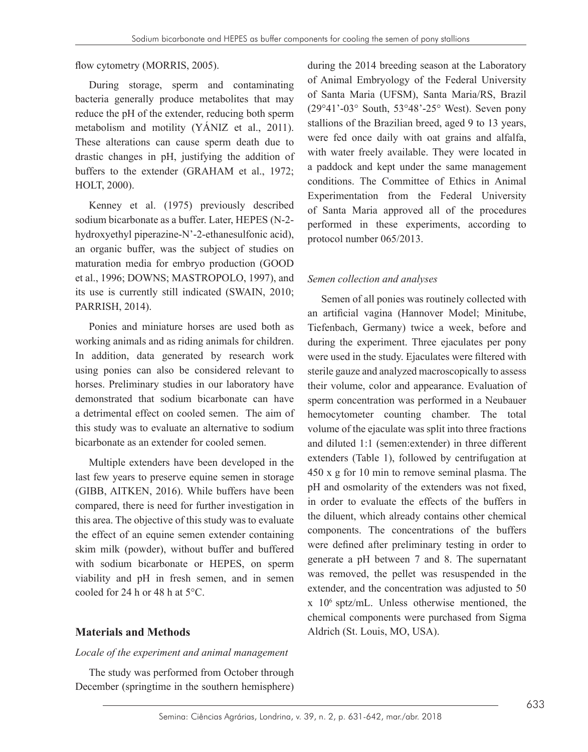flow cytometry (MORRIS, 2005).

During storage, sperm and contaminating bacteria generally produce metabolites that may reduce the pH of the extender, reducing both sperm metabolism and motility (YÁNIZ et al., 2011). These alterations can cause sperm death due to drastic changes in pH, justifying the addition of buffers to the extender (GRAHAM et al., 1972; HOLT, 2000).

Kenney et al. (1975) previously described sodium bicarbonate as a buffer. Later, HEPES (N-2-hydroxyethyl piperazine-N'-2-ethanesulfonic acid), an organic buffer, was the subject of studies on maturation media for embryo production (GOOD et al., 1996; DOWNS; MASTROPOLO, 1997), and its use is currently still indicated (SWAIN, 2010; PARRISH, 2014).

Ponies and miniature horses are used both as working animals and as riding animals for children. In addition, data generated by research work using ponies can also be considered relevant to horses. Preliminary studies in our laboratory have demonstrated that sodium bicarbonate can have a detrimental effect on cooled semen. The aim of this study was to evaluate an alternative to sodium bicarbonate as an extender for cooled semen.

Multiple extenders have been developed in the last few years to preserve equine semen in storage (GIBB, AITKEN, 2016). While buffers have been compared, there is need for further investigation in this area. The objective of this study was to evaluate the effect of an equine semen extender containing skim milk (powder), without buffer and buffered with sodium bicarbonate or HEPES, on sperm viability and pH in fresh semen, and in semen cooled for 24 h or 48 h at 5°C.

## Materials and Methods

*Locale of the experiment and animal management*

The study was performed from October through December (springtime in the southern hemisphere) during the 2014 breeding season at the Laboratory of Animal Embryology of the Federal University of Santa Maria (UFSM), Santa Maria/RS, Brazil (29°41'-03° South, 53°48'-25° West). Seven pony stallions of the Brazilian breed, aged 9 to 13 years, were fed once daily with oat grains and alfalfa, with water freely available. They were located in a paddock and kept under the same management conditions. The Committee of Ethics in Animal Experimentation from the Federal University of Santa Maria approved all of the procedures performed in these experiments, according to protocol number 065/2013.

*Semen collection and analyses*

Semen of all ponies was routinely collected with an artificial vagina (Hannover Model; Minitube, Tiefenbach, Germany) twice a week, before and during the experiment. Three ejaculates per pony were used in the study. Ejaculates were filtered with sterile gauze and analyzed macroscopically to assess their volume, color and appearance. Evaluation of sperm concentration was performed in a Neubauer hemocytometer counting chamber. The total volume of the ejaculate was split into three fractions and diluted 1:1 (semen:extender) in three different extenders (Table 1), followed by centrifugation at 450 x g for 10 min to remove seminal plasma. The pH and osmolarity of the extenders was not fixed, in order to evaluate the effects of the buffers in the diluent, which already contains other chemical components. The concentrations of the buffers were defined after preliminary testing in order to generate a pH between 7 and 8. The supernatant was removed, the pellet was resuspended in the extender, and the concentration was adjusted to 50 x $10^6$ sptz/mL. Unless otherwise mentioned, the chemical components were purchased from Sigma Aldrich (St. Louis, MO, USA).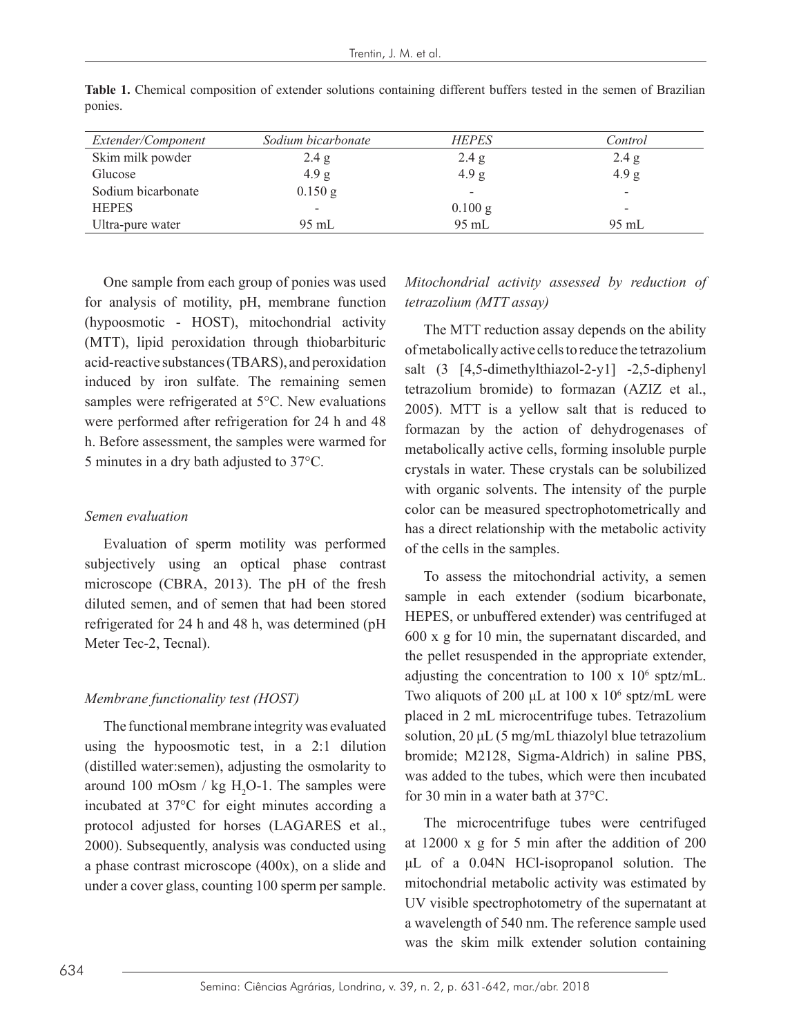**Table 1.** Chemical composition of extender solutions containing different buffers tested in the semen of Brazilian ponies.

| *Extender/Component* | *Sodium bicarbonate* | *HEPES* | *Control* |
|---|---|---|---|
| Skim milk powder | 2.4 g | 2.4 g | 2.4 g |
| Glucose | 4.9 g | 4.9 g | 4.9 g |
| Sodium bicarbonate | 0.150 g | - | - |
| HEPES | - | 0.100 g | - |
| Ultra-pure water | 95 mL | 95 mL | 95 mL |

One sample from each group of ponies was used for analysis of motility, pH, membrane function (hypoosmotic - HOST), mitochondrial activity (MTT), lipid peroxidation through thiobarbituric acid-reactive substances (TBARS), and peroxidation induced by iron sulfate. The remaining semen samples were refrigerated at 5°C. New evaluations were performed after refrigeration for 24 h and 48 h. Before assessment, the samples were warmed for 5 minutes in a dry bath adjusted to 37°C.

*Semen evaluation*

Evaluation of sperm motility was performed subjectively using an optical phase contrast microscope (CBRA, 2013). The pH of the fresh diluted semen, and of semen that had been stored refrigerated for 24 h and 48 h, was determined (pH Meter Tec-2, Tecnal).

*Membrane functionality test (HOST)*

The functional membrane integrity was evaluated using the hypoosmotic test, in a 2:1 dilution (distilled water:semen), adjusting the osmolarity to around 100 mOsm / kg $H_2O$-1. The samples were incubated at 37°C for eight minutes according a protocol adjusted for horses (LAGARES et al., 2000). Subsequently, analysis was conducted using a phase contrast microscope (400x), on a slide and under a cover glass, counting 100 sperm per sample.

*Mitochondrial activity assessed by reduction of tetrazolium (MTT assay)*

The MTT reduction assay depends on the ability of metabolically active cells to reduce the tetrazolium salt (3 [4,5-dimethylthiazol-2-y1] -2,5-diphenyl tetrazolium bromide) to formazan (AZIZ et al., 2005). MTT is a yellow salt that is reduced to formazan by the action of dehydrogenases of metabolically active cells, forming insoluble purple crystals in water. These crystals can be solubilized with organic solvents. The intensity of the purple color can be measured spectrophotometrically and has a direct relationship with the metabolic activity of the cells in the samples.

To assess the mitochondrial activity, a semen sample in each extender (sodium bicarbonate, HEPES, or unbuffered extender) was centrifuged at 600 x g for 10 min, the supernatant discarded, and the pellet resuspended in the appropriate extender, adjusting the concentration to 100 x $10^6$ sptz/mL. Two aliquots of 200 µL at 100 x $10^6$ sptz/mL were placed in 2 mL microcentrifuge tubes. Tetrazolium solution, 20 µL (5 mg/mL thiazolyl blue tetrazolium bromide; M2128, Sigma-Aldrich) in saline PBS, was added to the tubes, which were then incubated for 30 min in a water bath at 37°C.

The microcentrifuge tubes were centrifuged at 12000 x g for 5 min after the addition of 200 µL of a 0.04N HCl-isopropanol solution. The mitochondrial metabolic activity was estimated by UV visible spectrophotometry of the supernatant at a wavelength of 540 nm. The reference sample used was the skim milk extender solution containing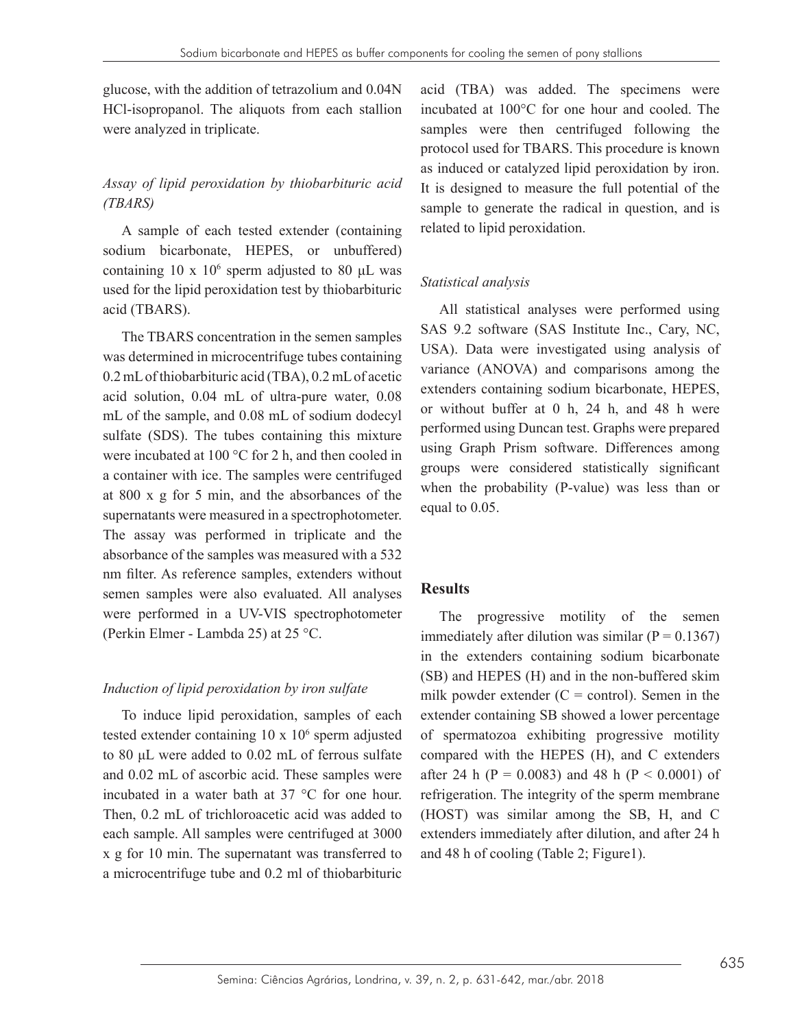glucose, with the addition of tetrazolium and 0.04N HCl-isopropanol. The aliquots from each stallion were analyzed in triplicate.

### *Assay of lipid peroxidation by thiobarbituric acid (TBARS)*

A sample of each tested extender (containing sodium bicarbonate, HEPES, or unbuffered) containing 10 x $10^6$ sperm adjusted to 80 µL was used for the lipid peroxidation test by thiobarbituric acid (TBARS).

The TBARS concentration in the semen samples was determined in microcentrifuge tubes containing 0.2 mL of thiobarbituric acid (TBA), 0.2 mL of acetic acid solution, 0.04 mL of ultra-pure water, 0.08 mL of the sample, and 0.08 mL of sodium dodecyl sulfate (SDS). The tubes containing this mixture were incubated at 100 °C for 2 h, and then cooled in a container with ice. The samples were centrifuged at 800 x g for 5 min, and the absorbances of the supernatants were measured in a spectrophotometer. The assay was performed in triplicate and the absorbance of the samples was measured with a 532 nm filter. As reference samples, extenders without semen samples were also evaluated. All analyses were performed in a UV-VIS spectrophotometer (Perkin Elmer - Lambda 25) at 25 °C.

### *Induction of lipid peroxidation by iron sulfate*

To induce lipid peroxidation, samples of each tested extender containing 10 x $10^6$ sperm adjusted to 80 µL were added to 0.02 mL of ferrous sulfate and 0.02 mL of ascorbic acid. These samples were incubated in a water bath at 37 °C for one hour. Then, 0.2 mL of trichloroacetic acid was added to each sample. All samples were centrifuged at 3000 x g for 10 min. The supernatant was transferred to a microcentrifuge tube and 0.2 ml of thiobarbituric acid (TBA) was added. The specimens were incubated at 100°C for one hour and cooled. The samples were then centrifuged following the protocol used for TBARS. This procedure is known as induced or catalyzed lipid peroxidation by iron. It is designed to measure the full potential of the sample to generate the radical in question, and is related to lipid peroxidation.

### *Statistical analysis*

All statistical analyses were performed using SAS 9.2 software (SAS Institute Inc., Cary, NC, USA). Data were investigated using analysis of variance (ANOVA) and comparisons among the extenders containing sodium bicarbonate, HEPES, or without buffer at 0 h, 24 h, and 48 h were performed using Duncan test. Graphs were prepared using Graph Prism software. Differences among groups were considered statistically significant when the probability (P-value) was less than or equal to 0.05.

## Results

The progressive motility of the semen immediately after dilution was similar ($P = 0.1367$) in the extenders containing sodium bicarbonate (SB) and HEPES (H) and in the non-buffered skim milk powder extender (C = control). Semen in the extender containing SB showed a lower percentage of spermatozoa exhibiting progressive motility compared with the HEPES (H), and C extenders after 24 h ($P = 0.0083$) and 48 h ($P < 0.0001$) of refrigeration. The integrity of the sperm membrane (HOST) was similar among the SB, H, and C extenders immediately after dilution, and after 24 h and 48 h of cooling (Table 2; Figure1).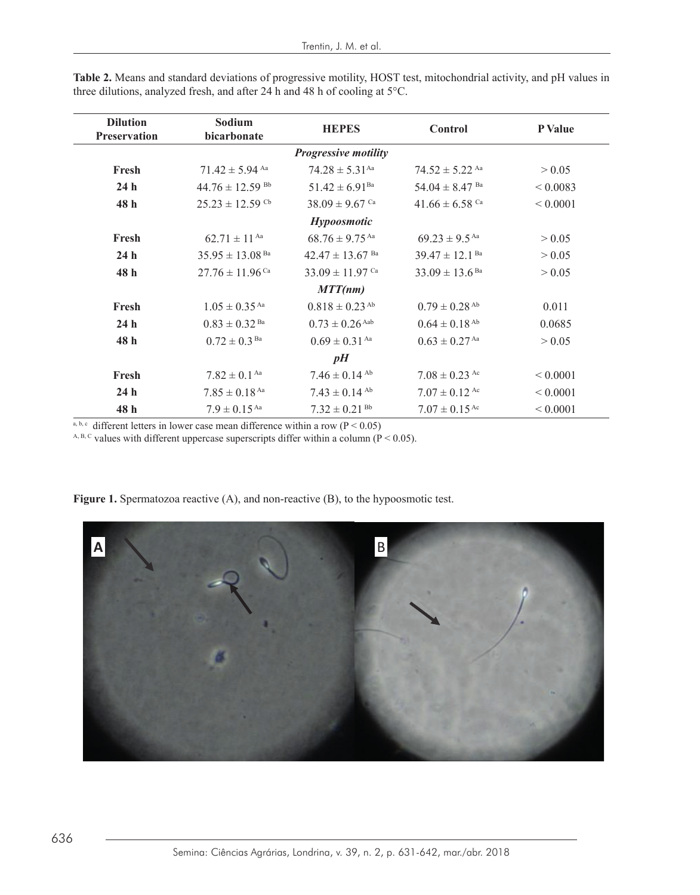**Table 2.** Means and standard deviations of progressive motility, HOST test, mitochondrial activity, and pH values in three dilutions, analyzed fresh, and after 24 h and 48 h of cooling at 5°C.

| Dilution Preservation | Sodium bicarbonate | HEPES | Control | P Value |
|---|---|---|---|---|
| | | ***Progressive motility*** | | |
| **Fresh** | $71.42 \pm 5.94^{Aa}$ | $74.28 \pm 5.31^{Aa}$ | $74.52 \pm 5.22^{Aa}$ | > 0.05 |
| **24 h** | $44.76 \pm 12.59^{Bb}$ | $51.42 \pm 6.91^{Ba}$ | $54.04 \pm 8.47^{Ba}$ | < 0.0083 |
| **48 h** | $25.23 \pm 12.59^{Cb}$ | $38.09 \pm 9.67^{Ca}$ | $41.66 \pm 6.58^{Ca}$ | < 0.0001 |
| | | ***Hypoosmotic*** | | |
| **Fresh** | $62.71 \pm 11^{Aa}$ | $68.76 \pm 9.75^{Aa}$ | $69.23 \pm 9.5^{Aa}$ | > 0.05 |
| **24 h** | $35.95 \pm 13.08^{Ba}$ | $42.47 \pm 13.67^{Ba}$ | $39.47 \pm 12.1^{Ba}$ | > 0.05 |
| **48 h** | $27.76 \pm 11.96^{Ca}$ | $33.09 \pm 11.97^{Ca}$ | $33.09 \pm 13.6^{Ba}$ | > 0.05 |
| | | ***MTT(nm)*** | | |
| **Fresh** | $1.05 \pm 0.35^{Aa}$ | $0.818 \pm 0.23^{Ab}$ | $0.79 \pm 0.28^{Ab}$ | 0.011 |
| **24 h** | $0.83 \pm 0.32^{Ba}$ | $0.73 \pm 0.26^{Aab}$ | $0.64 \pm 0.18^{Ab}$ | 0.0685 |
| **48 h** | $0.72 \pm 0.3^{Ba}$ | $0.69 \pm 0.31^{Aa}$ | $0.63 \pm 0.27^{Aa}$ | > 0.05 |
| | | ***pH*** | | |
| **Fresh** | $7.82 \pm 0.1^{Aa}$ | $7.46 \pm 0.14^{Ab}$ | $7.08 \pm 0.23^{Ac}$ | < 0.0001 |
| **24 h** | $7.85 \pm 0.18^{Aa}$ | $7.43 \pm 0.14^{Ab}$ | $7.07 \pm 0.12^{Ac}$ | < 0.0001 |
| **48 h** | $7.9 \pm 0.15^{Aa}$ | $7.32 \pm 0.21^{Bb}$ | $7.07 \pm 0.15^{Ac}$ | < 0.0001 |

[a, b, c] different letters in lower case mean difference within a row ($P < 0.05$)
[A, B, C] values with different uppercase superscripts differ within a column ($P < 0.05$).

**Figure 1.** Spermatozoa reactive (A), and non-reactive (B), to the hypoosmotic test.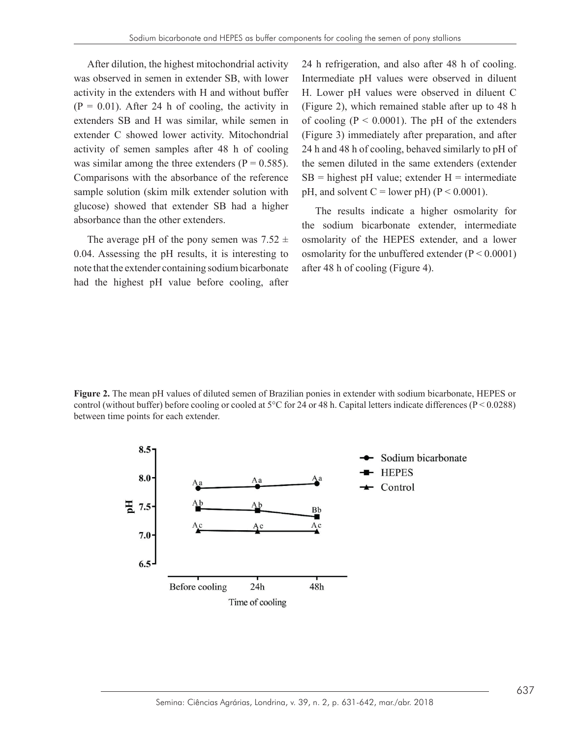After dilution, the highest mitochondrial activity was observed in semen in extender SB, with lower activity in the extenders with H and without buffer ($P = 0.01$). After 24 h of cooling, the activity in extenders SB and H was similar, while semen in extender C showed lower activity. Mitochondrial activity of semen samples after 48 h of cooling was similar among the three extenders ($P = 0.585$). Comparisons with the absorbance of the reference sample solution (skim milk extender solution with glucose) showed that extender SB had a higher absorbance than the other extenders.

The average pH of the pony semen was $7.52 \pm 0.04$. Assessing the pH results, it is interesting to note that the extender containing sodium bicarbonate had the highest pH value before cooling, after 24 h refrigeration, and also after 48 h of cooling. Intermediate pH values were observed in diluent H. Lower pH values were observed in diluent C (Figure 2), which remained stable after up to 48 h of cooling ($P < 0.0001$). The pH of the extenders (Figure 3) immediately after preparation, and after 24 h and 48 h of cooling, behaved similarly to pH of the semen diluted in the same extenders (extender SB = highest pH value; extender H = intermediate pH, and solvent C = lower pH) ($P < 0.0001$).

The results indicate a higher osmolarity for the sodium bicarbonate extender, intermediate osmolarity of the HEPES extender, and a lower osmolarity for the unbuffered extender ($P < 0.0001$) after 48 h of cooling (Figure 4).

**Figure 2.** The mean pH values of diluted semen of Brazilian ponies in extender with sodium bicarbonate, HEPES or control (without buffer) before cooling or cooled at 5°C for 24 or 48 h. Capital letters indicate differences ($P < 0.0288$) between time points for each extender.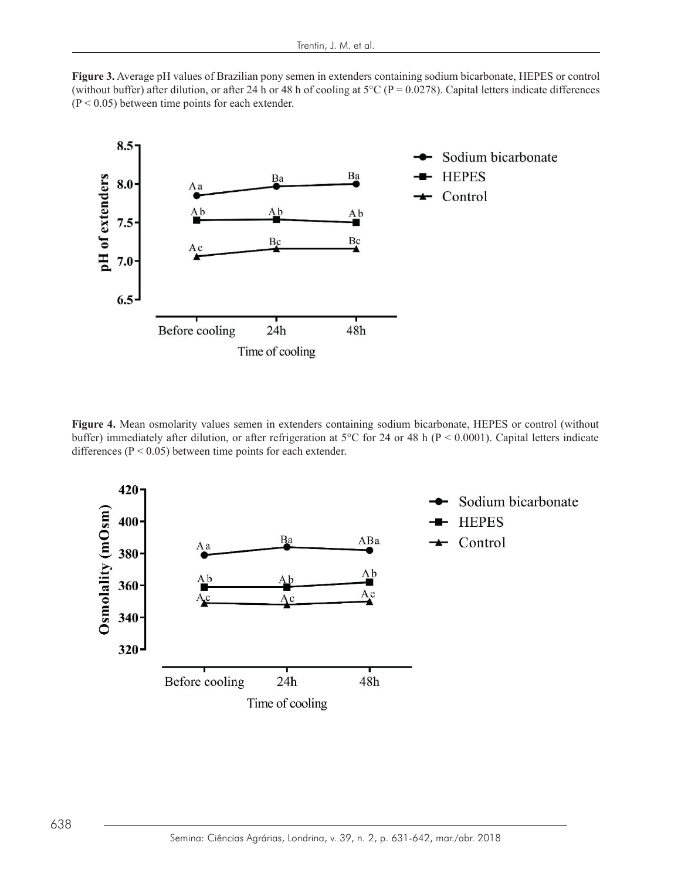**Figure 3.** Average pH values of Brazilian pony semen in extenders containing sodium bicarbonate, HEPES or control (without buffer) after dilution, or after 24 h or 48 h of cooling at 5°C ($P = 0.0278$). Capital letters indicate differences ($P < 0.05$) between time points for each extender.

**Figure 4.** Mean osmolarity values semen in extenders containing sodium bicarbonate, HEPES or control (without buffer) immediately after dilution, or after refrigeration at 5°C for 24 or 48 h ($P < 0.0001$). Capital letters indicate differences ($P < 0.05$) between time points for each extender.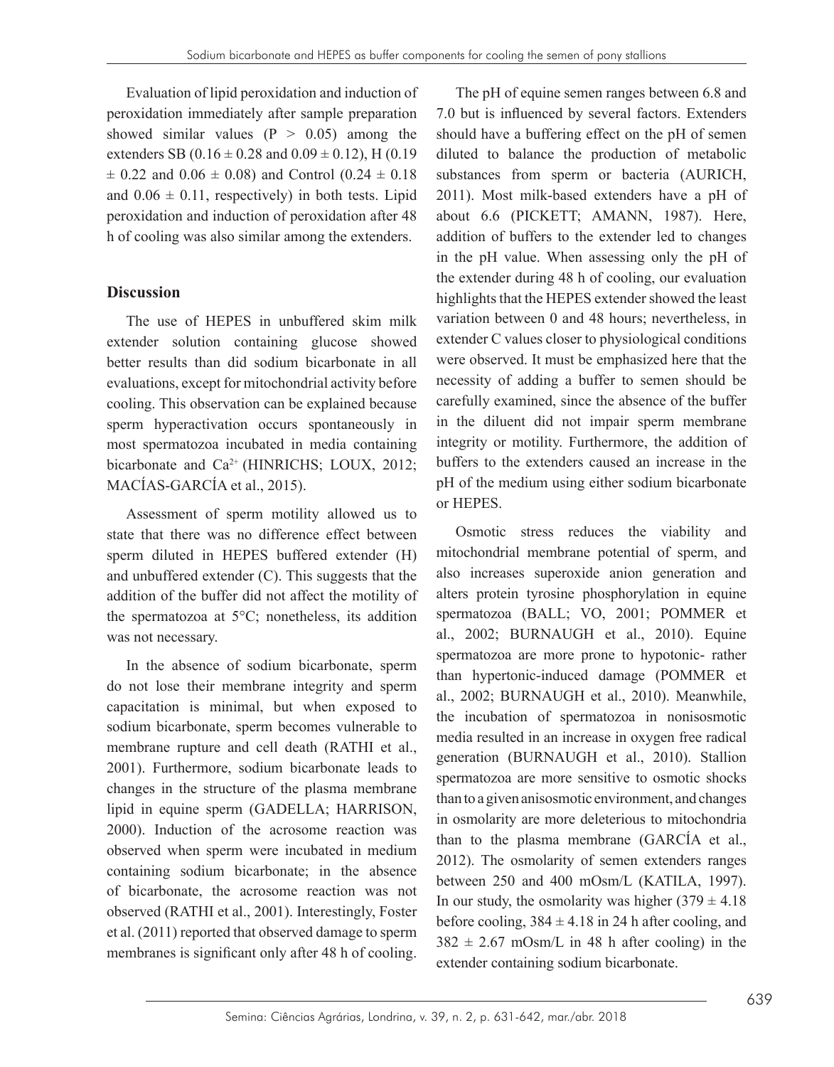Evaluation of lipid peroxidation and induction of peroxidation immediately after sample preparation showed similar values ($P > 0.05$) among the extenders SB ($0.16 \pm 0.28$ and $0.09 \pm 0.12$), H ($0.19 \pm 0.22$ and $0.06 \pm 0.08$) and Control ($0.24 \pm 0.18$ and $0.06 \pm 0.11$, respectively) in both tests. Lipid peroxidation and induction of peroxidation after 48 h of cooling was also similar among the extenders.

## Discussion

The use of HEPES in unbuffered skim milk extender solution containing glucose showed better results than did sodium bicarbonate in all evaluations, except for mitochondrial activity before cooling. This observation can be explained because sperm hyperactivation occurs spontaneously in most spermatozoa incubated in media containing bicarbonate and $Ca^{2+}$ (HINRICHS; LOUX, 2012; MACÍAS-GARCÍA et al., 2015).

Assessment of sperm motility allowed us to state that there was no difference effect between sperm diluted in HEPES buffered extender (H) and unbuffered extender (C). This suggests that the addition of the buffer did not affect the motility of the spermatozoa at 5°C; nonetheless, its addition was not necessary.

In the absence of sodium bicarbonate, sperm do not lose their membrane integrity and sperm capacitation is minimal, but when exposed to sodium bicarbonate, sperm becomes vulnerable to membrane rupture and cell death (RATHI et al., 2001). Furthermore, sodium bicarbonate leads to changes in the structure of the plasma membrane lipid in equine sperm (GADELLA; HARRISON, 2000). Induction of the acrosome reaction was observed when sperm were incubated in medium containing sodium bicarbonate; in the absence of bicarbonate, the acrosome reaction was not observed (RATHI et al., 2001). Interestingly, Foster et al. (2011) reported that observed damage to sperm membranes is significant only after 48 h of cooling.

The pH of equine semen ranges between 6.8 and 7.0 but is influenced by several factors. Extenders should have a buffering effect on the pH of semen diluted to balance the production of metabolic substances from sperm or bacteria (AURICH, 2011). Most milk-based extenders have a pH of about 6.6 (PICKETT; AMANN, 1987). Here, addition of buffers to the extender led to changes in the pH value. When assessing only the pH of the extender during 48 h of cooling, our evaluation highlights that the HEPES extender showed the least variation between 0 and 48 hours; nevertheless, in extender C values closer to physiological conditions were observed. It must be emphasized here that the necessity of adding a buffer to semen should be carefully examined, since the absence of the buffer in the diluent did not impair sperm membrane integrity or motility. Furthermore, the addition of buffers to the extenders caused an increase in the pH of the medium using either sodium bicarbonate or HEPES.

Osmotic stress reduces the viability and mitochondrial membrane potential of sperm, and also increases superoxide anion generation and alters protein tyrosine phosphorylation in equine spermatozoa (BALL; VO, 2001; POMMER et al., 2002; BURNAUGH et al., 2010). Equine spermatozoa are more prone to hypotonic- rather than hypertonic-induced damage (POMMER et al., 2002; BURNAUGH et al., 2010). Meanwhile, the incubation of spermatozoa in nonisosmotic media resulted in an increase in oxygen free radical generation (BURNAUGH et al., 2010). Stallion spermatozoa are more sensitive to osmotic shocks than to a given anisosmotic environment, and changes in osmolarity are more deleterious to mitochondria than to the plasma membrane (GARCÍA et al., 2012). The osmolarity of semen extenders ranges between 250 and 400 mOsm/L (KATILA, 1997). In our study, the osmolarity was higher ($379 \pm 4.18$ before cooling, $384 \pm 4.18$ in 24 h after cooling, and $382 \pm 2.67$ mOsm/L in 48 h after cooling) in the extender containing sodium bicarbonate.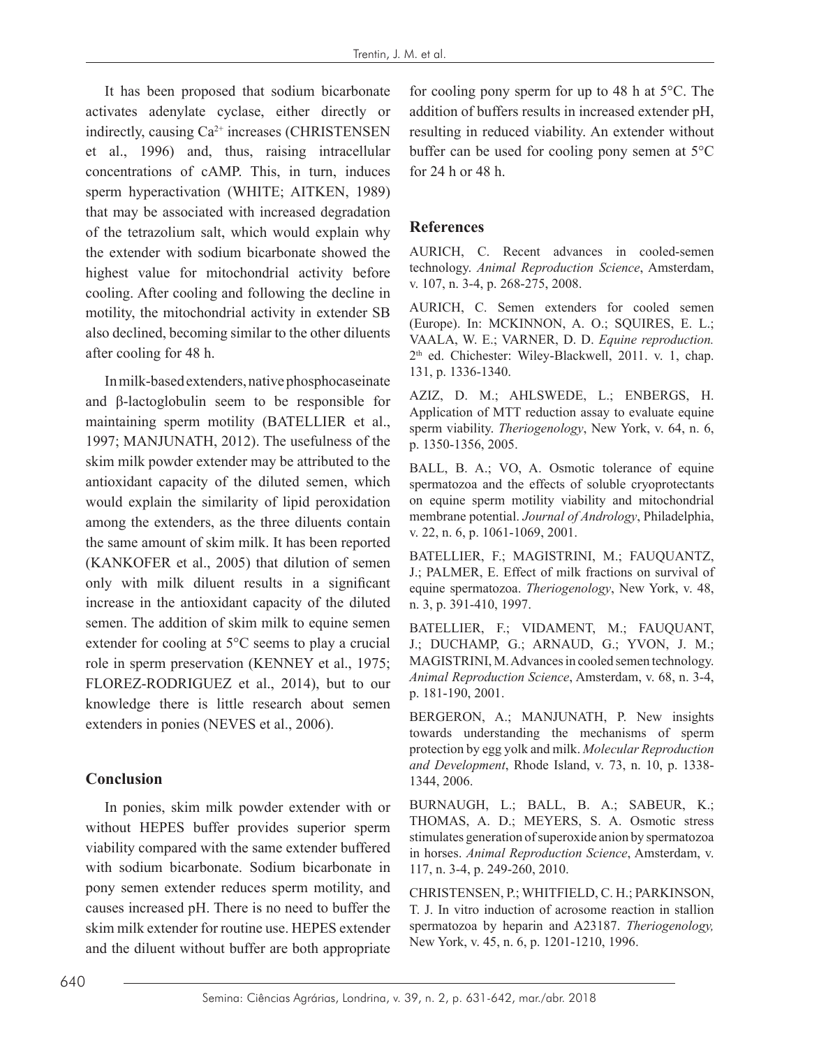It has been proposed that sodium bicarbonate activates adenylate cyclase, either directly or indirectly, causing $Ca^{2+}$ increases (CHRISTENSEN et al., 1996) and, thus, raising intracellular concentrations of cAMP. This, in turn, induces sperm hyperactivation (WHITE; AITKEN, 1989) that may be associated with increased degradation of the tetrazolium salt, which would explain why the extender with sodium bicarbonate showed the highest value for mitochondrial activity before cooling. After cooling and following the decline in motility, the mitochondrial activity in extender SB also declined, becoming similar to the other diluents after cooling for 48 h.

In milk-based extenders, native phosphocaseinate and β-lactoglobulin seem to be responsible for maintaining sperm motility (BATELLIER et al., 1997; MANJUNATH, 2012). The usefulness of the skim milk powder extender may be attributed to the antioxidant capacity of the diluted semen, which would explain the similarity of lipid peroxidation among the extenders, as the three diluents contain the same amount of skim milk. It has been reported (KANKOFER et al., 2005) that dilution of semen only with milk diluent results in a significant increase in the antioxidant capacity of the diluted semen. The addition of skim milk to equine semen extender for cooling at 5°C seems to play a crucial role in sperm preservation (KENNEY et al., 1975; FLOREZ-RODRIGUEZ et al., 2014), but to our knowledge there is little research about semen extenders in ponies (NEVES et al., 2006).

## Conclusion

In ponies, skim milk powder extender with or without HEPES buffer provides superior sperm viability compared with the same extender buffered with sodium bicarbonate. Sodium bicarbonate in pony semen extender reduces sperm motility, and causes increased pH. There is no need to buffer the skim milk extender for routine use. HEPES extender and the diluent without buffer are both appropriate for cooling pony sperm for up to 48 h at 5°C. The addition of buffers results in increased extender pH, resulting in reduced viability. An extender without buffer can be used for cooling pony semen at 5°C for 24 h or 48 h.

## References

AURICH, C. Recent advances in cooled-semen technology. *Animal Reproduction Science*, Amsterdam, v. 107, n. 3-4, p. 268-275, 2008.

AURICH, C. Semen extenders for cooled semen (Europe). In: MCKINNON, A. O.; SQUIRES, E. L.; VAALA, W. E.; VARNER, D. D. *Equine reproduction.* 2th ed. Chichester: Wiley-Blackwell, 2011. v. 1, chap. 131, p. 1336-1340.

AZIZ, D. M.; AHLSWEDE, L.; ENBERGS, H. Application of MTT reduction assay to evaluate equine sperm viability. *Theriogenology*, New York, v. 64, n. 6, p. 1350-1356, 2005.

BALL, B. A.; VO, A. Osmotic tolerance of equine spermatozoa and the effects of soluble cryoprotectants on equine sperm motility viability and mitochondrial membrane potential. *Journal of Andrology*, Philadelphia, v. 22, n. 6, p. 1061-1069, 2001.

BATELLIER, F.; MAGISTRINI, M.; FAUQUANTZ, J.; PALMER, E. Effect of milk fractions on survival of equine spermatozoa. *Theriogenology*, New York, v. 48, n. 3, p. 391-410, 1997.

BATELLIER, F.; VIDAMENT, M.; FAUQUANT, J.; DUCHAMP, G.; ARNAUD, G.; YVON, J. M.; MAGISTRINI, M. Advances in cooled semen technology. *Animal Reproduction Science*, Amsterdam, v. 68, n. 3-4, p. 181-190, 2001.

BERGERON, A.; MANJUNATH, P. New insights towards understanding the mechanisms of sperm protection by egg yolk and milk. *Molecular Reproduction and Development*, Rhode Island, v. 73, n. 10, p. 1338-1344, 2006.

BURNAUGH, L.; BALL, B. A.; SABEUR, K.; THOMAS, A. D.; MEYERS, S. A. Osmotic stress stimulates generation of superoxide anion by spermatozoa in horses. *Animal Reproduction Science*, Amsterdam, v. 117, n. 3-4, p. 249-260, 2010.

CHRISTENSEN, P.; WHITFIELD, C. H.; PARKINSON, T. J. In vitro induction of acrosome reaction in stallion spermatozoa by heparin and A23187. *Theriogenology,* New York, v. 45, n. 6, p. 1201-1210, 1996.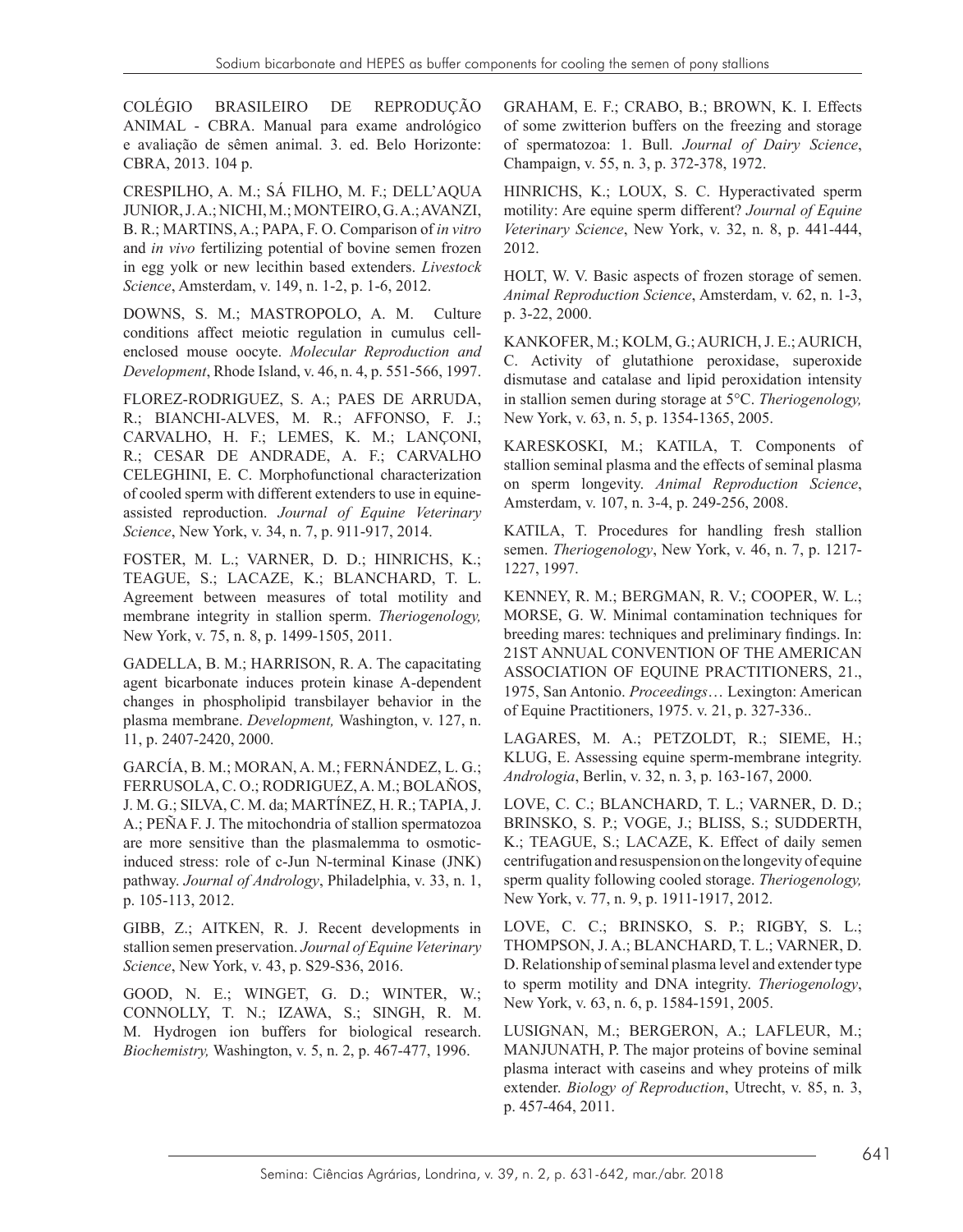COLÉGIO BRASILEIRO DE REPRODUÇÃO ANIMAL - CBRA. Manual para exame andrológico e avaliação de sêmen animal. 3. ed. Belo Horizonte: CBRA, 2013. 104 p.

CRESPILHO, A. M.; SÁ FILHO, M. F.; DELL'AQUA JUNIOR, J. A.; NICHI, M.; MONTEIRO, G. A.; AVANZI, B. R.; MARTINS, A.; PAPA, F. O. Comparison of *in vitro* and *in vivo* fertilizing potential of bovine semen frozen in egg yolk or new lecithin based extenders. *Livestock Science*, Amsterdam, v. 149, n. 1-2, p. 1-6, 2012.

DOWNS, S. M.; MASTROPOLO, A. M. Culture conditions affect meiotic regulation in cumulus cell-enclosed mouse oocyte. *Molecular Reproduction and Development*, Rhode Island, v. 46, n. 4, p. 551-566, 1997.

FLOREZ-RODRIGUEZ, S. A.; PAES DE ARRUDA, R.; BIANCHI-ALVES, M. R.; AFFONSO, F. J.; CARVALHO, H. F.; LEMES, K. M.; LANÇONI, R.; CESAR DE ANDRADE, A. F.; CARVALHO CELEGHINI, E. C. Morphofunctional characterization of cooled sperm with different extenders to use in equine-assisted reproduction. *Journal of Equine Veterinary Science*, New York, v. 34, n. 7, p. 911-917, 2014.

FOSTER, M. L.; VARNER, D. D.; HINRICHS, K.; TEAGUE, S.; LACAZE, K.; BLANCHARD, T. L. Agreement between measures of total motility and membrane integrity in stallion sperm. *Theriogenology,* New York, v. 75, n. 8, p. 1499-1505, 2011.

GADELLA, B. M.; HARRISON, R. A. The capacitating agent bicarbonate induces protein kinase A-dependent changes in phospholipid transbilayer behavior in the plasma membrane. *Development,* Washington, v. 127, n. 11, p. 2407-2420, 2000.

GARCÍA, B. M.; MORAN, A. M.; FERNÁNDEZ, L. G.; FERRUSOLA, C. O.; RODRIGUEZ, A. M.; BOLAÑOS, J. M. G.; SILVA, C. M. da; MARTÍNEZ, H. R.; TAPIA, J. A.; PEÑA F. J. The mitochondria of stallion spermatozoa are more sensitive than the plasmalemma to osmotic-induced stress: role of c-Jun N-terminal Kinase (JNK) pathway. *Journal of Andrology*, Philadelphia, v. 33, n. 1, p. 105-113, 2012.

GIBB, Z.; AITKEN, R. J. Recent developments in stallion semen preservation. *Journal of Equine Veterinary Science*, New York, v. 43, p. S29-S36, 2016.

GOOD, N. E.; WINGET, G. D.; WINTER, W.; CONNOLLY, T. N.; IZAWA, S.; SINGH, R. M. M. Hydrogen ion buffers for biological research. *Biochemistry,* Washington, v. 5, n. 2, p. 467-477, 1996.

GRAHAM, E. F.; CRABO, B.; BROWN, K. I. Effects of some zwitterion buffers on the freezing and storage of spermatozoa: 1. Bull. *Journal of Dairy Science*, Champaign, v. 55, n. 3, p. 372-378, 1972.

HINRICHS, K.; LOUX, S. C. Hyperactivated sperm motility: Are equine sperm different? *Journal of Equine Veterinary Science*, New York, v. 32, n. 8, p. 441-444, 2012.

HOLT, W. V. Basic aspects of frozen storage of semen. *Animal Reproduction Science*, Amsterdam, v. 62, n. 1-3, p. 3-22, 2000.

KANKOFER, M.; KOLM, G.; AURICH, J. E.; AURICH, C. Activity of glutathione peroxidase, superoxide dismutase and catalase and lipid peroxidation intensity in stallion semen during storage at 5°C. *Theriogenology,* New York, v. 63, n. 5, p. 1354-1365, 2005.

KARESKOSKI, M.; KATILA, T. Components of stallion seminal plasma and the effects of seminal plasma on sperm longevity. *Animal Reproduction Science*, Amsterdam, v. 107, n. 3-4, p. 249-256, 2008.

KATILA, T. Procedures for handling fresh stallion semen. *Theriogenology*, New York, v. 46, n. 7, p. 1217-1227, 1997.

KENNEY, R. M.; BERGMAN, R. V.; COOPER, W. L.; MORSE, G. W. Minimal contamination techniques for breeding mares: techniques and preliminary findings. In: 21ST ANNUAL CONVENTION OF THE AMERICAN ASSOCIATION OF EQUINE PRACTITIONERS, 21., 1975, San Antonio. *Proceedings*… Lexington: American of Equine Practitioners, 1975. v. 21, p. 327-336..

LAGARES, M. A.; PETZOLDT, R.; SIEME, H.; KLUG, E. Assessing equine sperm-membrane integrity. *Andrologia*, Berlin, v. 32, n. 3, p. 163-167, 2000.

LOVE, C. C.; BLANCHARD, T. L.; VARNER, D. D.; BRINSKO, S. P.; VOGE, J.; BLISS, S.; SUDDERTH, K.; TEAGUE, S.; LACAZE, K. Effect of daily semen centrifugation and resuspension on the longevity of equine sperm quality following cooled storage. *Theriogenology,* New York, v. 77, n. 9, p. 1911-1917, 2012.

LOVE, C. C.; BRINSKO, S. P.; RIGBY, S. L.; THOMPSON, J. A.; BLANCHARD, T. L.; VARNER, D. D. Relationship of seminal plasma level and extender type to sperm motility and DNA integrity. *Theriogenology*, New York, v. 63, n. 6, p. 1584-1591, 2005.

LUSIGNAN, M.; BERGERON, A.; LAFLEUR, M.; MANJUNATH, P. The major proteins of bovine seminal plasma interact with caseins and whey proteins of milk extender. *Biology of Reproduction*, Utrecht, v. 85, n. 3, p. 457-464, 2011.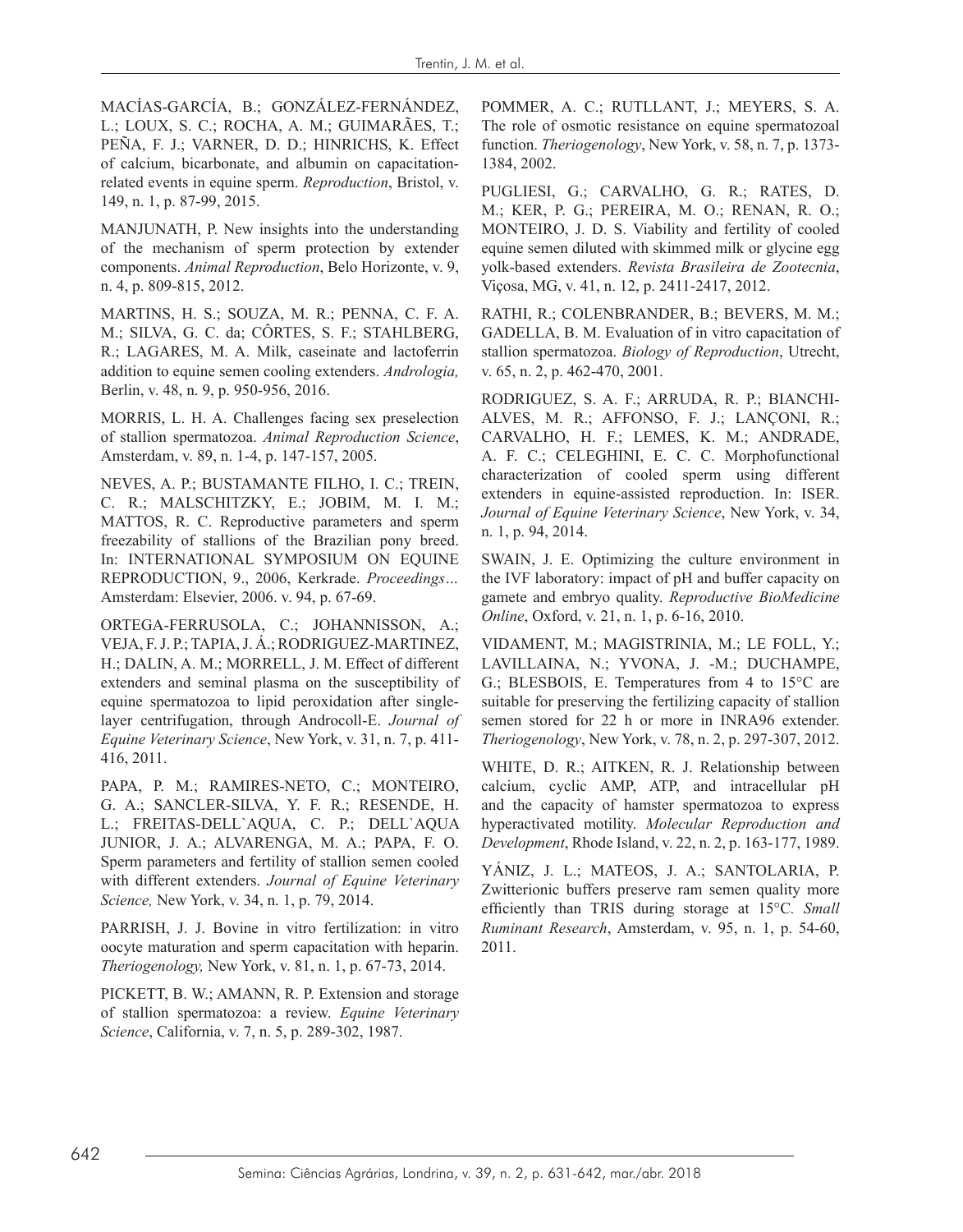MACÍAS-GARCÍA, B.; GONZÁLEZ-FERNÁNDEZ, L.; LOUX, S. C.; ROCHA, A. M.; GUIMARÃES, T.; PEÑA, F. J.; VARNER, D. D.; HINRICHS, K. Effect of calcium, bicarbonate, and albumin on capacitation-related events in equine sperm. *Reproduction*, Bristol, v. 149, n. 1, p. 87-99, 2015.

MANJUNATH, P. New insights into the understanding of the mechanism of sperm protection by extender components. *Animal Reproduction*, Belo Horizonte, v. 9, n. 4, p. 809-815, 2012.

MARTINS, H. S.; SOUZA, M. R.; PENNA, C. F. A. M.; SILVA, G. C. da; CÔRTES, S. F.; STAHLBERG, R.; LAGARES, M. A. Milk, caseinate and lactoferrin addition to equine semen cooling extenders. *Andrologia,* Berlin, v. 48, n. 9, p. 950-956, 2016.

MORRIS, L. H. A. Challenges facing sex preselection of stallion spermatozoa. *Animal Reproduction Science*, Amsterdam, v. 89, n. 1-4, p. 147-157, 2005.

NEVES, A. P.; BUSTAMANTE FILHO, I. C.; TREIN, C. R.; MALSCHITZKY, E.; JOBIM, M. I. M.; MATTOS, R. C. Reproductive parameters and sperm freezability of stallions of the Brazilian pony breed. In: INTERNATIONAL SYMPOSIUM ON EQUINE REPRODUCTION, 9., 2006, Kerkrade. *Proceedings*... Amsterdam: Elsevier, 2006. v. 94, p. 67-69.

ORTEGA-FERRUSOLA, C.; JOHANNISSON, A.; VEJA, F. J. P.; TAPIA, J. Á.; RODRIGUEZ-MARTINEZ, H.; DALIN, A. M.; MORRELL, J. M. Effect of different extenders and seminal plasma on the susceptibility of equine spermatozoa to lipid peroxidation after single-layer centrifugation, through Androcoll-E. *Journal of Equine Veterinary Science*, New York, v. 31, n. 7, p. 411-416, 2011.

PAPA, P. M.; RAMIRES-NETO, C.; MONTEIRO, G. A.; SANCLER-SILVA, Y. F. R.; RESENDE, H. L.; FREITAS-DELL`AQUA, C. P.; DELL`AQUA JUNIOR, J. A.; ALVARENGA, M. A.; PAPA, F. O. Sperm parameters and fertility of stallion semen cooled with different extenders. *Journal of Equine Veterinary Science,* New York, v. 34, n. 1, p. 79, 2014.

PARRISH, J. J. Bovine in vitro fertilization: in vitro oocyte maturation and sperm capacitation with heparin. *Theriogenology,* New York, v. 81, n. 1, p. 67-73, 2014.

PICKETT, B. W.; AMANN, R. P. Extension and storage of stallion spermatozoa: a review. *Equine Veterinary Science*, California, v. 7, n. 5, p. 289-302, 1987.

POMMER, A. C.; RUTLLANT, J.; MEYERS, S. A. The role of osmotic resistance on equine spermatozoal function. *Theriogenology*, New York, v. 58, n. 7, p. 1373-1384, 2002.

PUGLIESI, G.; CARVALHO, G. R.; RATES, D. M.; KER, P. G.; PEREIRA, M. O.; RENAN, R. O.; MONTEIRO, J. D. S. Viability and fertility of cooled equine semen diluted with skimmed milk or glycine egg yolk-based extenders. *Revista Brasileira de Zootecnia*, Viçosa, MG, v. 41, n. 12, p. 2411-2417, 2012.

RATHI, R.; COLENBRANDER, B.; BEVERS, M. M.; GADELLA, B. M. Evaluation of in vitro capacitation of stallion spermatozoa. *Biology of Reproduction*, Utrecht, v. 65, n. 2, p. 462-470, 2001.

RODRIGUEZ, S. A. F.; ARRUDA, R. P.; BIANCHI-ALVES, M. R.; AFFONSO, F. J.; LANÇONI, R.; CARVALHO, H. F.; LEMES, K. M.; ANDRADE, A. F. C.; CELEGHINI, E. C. C. Morphofunctional characterization of cooled sperm using different extenders in equine-assisted reproduction. In: ISER. *Journal of Equine Veterinary Science*, New York, v. 34, n. 1, p. 94, 2014.

SWAIN, J. E. Optimizing the culture environment in the IVF laboratory: impact of pH and buffer capacity on gamete and embryo quality. *Reproductive BioMedicine Online*, Oxford, v. 21, n. 1, p. 6-16, 2010.

VIDAMENT, M.; MAGISTRINIA, M.; LE FOLL, Y.; LAVILLAINA, N.; YVONA, J. -M.; DUCHAMPE, G.; BLESBOIS, E. Temperatures from 4 to 15°C are suitable for preserving the fertilizing capacity of stallion semen stored for 22 h or more in INRA96 extender. *Theriogenology*, New York, v. 78, n. 2, p. 297-307, 2012.

WHITE, D. R.; AITKEN, R. J. Relationship between calcium, cyclic AMP, ATP, and intracellular pH and the capacity of hamster spermatozoa to express hyperactivated motility. *Molecular Reproduction and Development*, Rhode Island, v. 22, n. 2, p. 163-177, 1989.

YÁNIZ, J. L.; MATEOS, J. A.; SANTOLARIA, P. Zwitterionic buffers preserve ram semen quality more efficiently than TRIS during storage at 15°C. *Small Ruminant Research*, Amsterdam, v. 95, n. 1, p. 54-60, 2011.